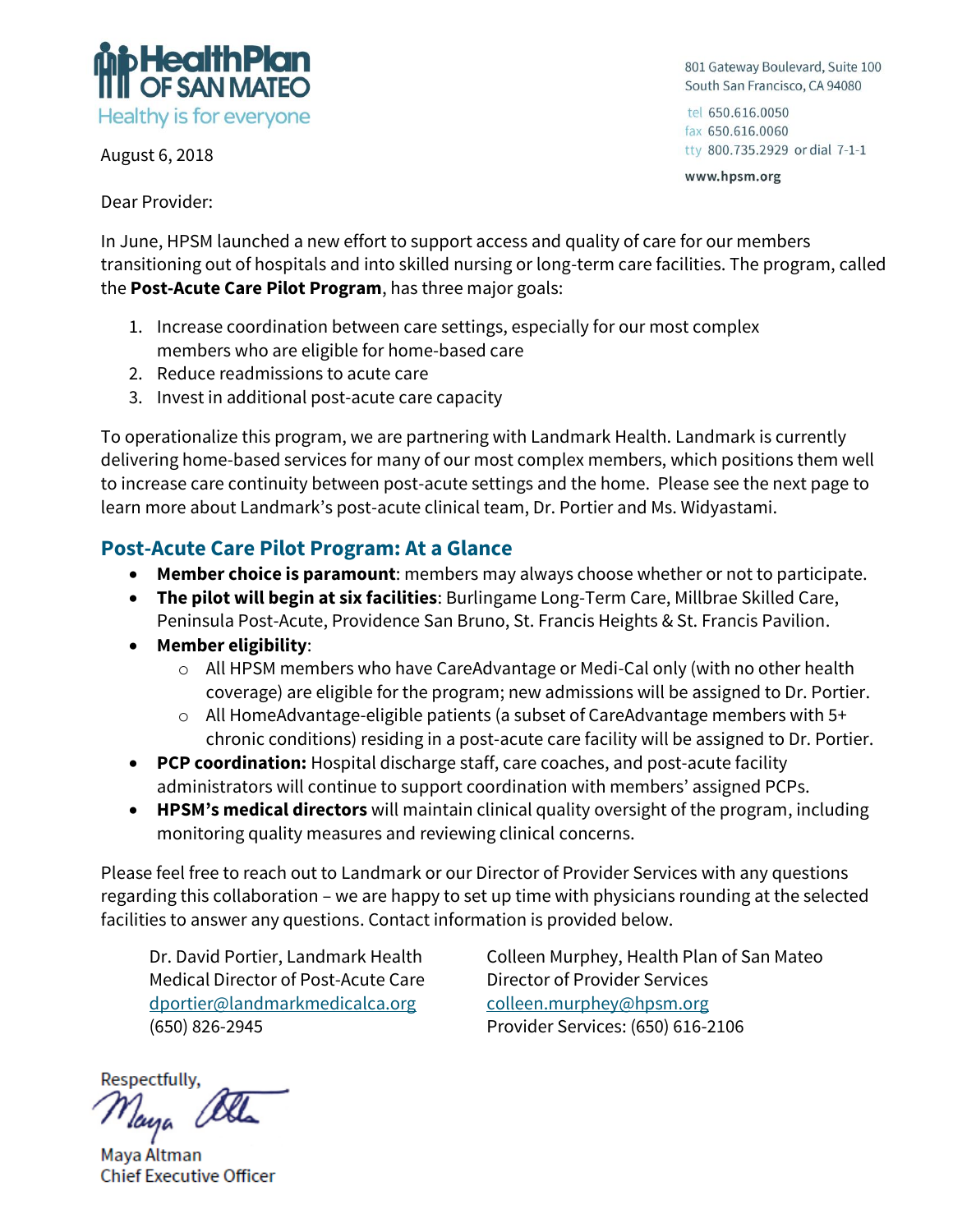**HealthPlan OF SAN MATEO**
Healthy is for everyone

801 Gateway Boulevard, Suite 100
South San Francisco, CA 94080

tel 650.616.0050
fax 650.616.0060
tty 800.735.2929 or dial 7-1-1

www.hpsm.org

August 6, 2018

Dear Provider:

In June, HPSM launched a new effort to support access and quality of care for our members transitioning out of hospitals and into skilled nursing or long-term care facilities. The program, called the **Post-Acute Care Pilot Program**, has three major goals:

1. Increase coordination between care settings, especially for our most complex members who are eligible for home-based care
2. Reduce readmissions to acute care
3. Invest in additional post-acute care capacity

To operationalize this program, we are partnering with Landmark Health. Landmark is currently delivering home-based services for many of our most complex members, which positions them well to increase care continuity between post-acute settings and the home. Please see the next page to learn more about Landmark's post-acute clinical team, Dr. Portier and Ms. Widyastami.

## Post-Acute Care Pilot Program: At a Glance

- **Member choice is paramount**: members may always choose whether or not to participate.
- **The pilot will begin at six facilities**: Burlingame Long-Term Care, Millbrae Skilled Care, Peninsula Post-Acute, Providence San Bruno, St. Francis Heights & St. Francis Pavilion.
- **Member eligibility**:
  - All HPSM members who have CareAdvantage or Medi-Cal only (with no other health coverage) are eligible for the program; new admissions will be assigned to Dr. Portier.
  - All HomeAdvantage-eligible patients (a subset of CareAdvantage members with 5+ chronic conditions) residing in a post-acute care facility will be assigned to Dr. Portier.
- **PCP coordination:** Hospital discharge staff, care coaches, and post-acute facility administrators will continue to support coordination with members' assigned PCPs.
- **HPSM's medical directors** will maintain clinical quality oversight of the program, including monitoring quality measures and reviewing clinical concerns.

Please feel free to reach out to Landmark or our Director of Provider Services with any questions regarding this collaboration – we are happy to set up time with physicians rounding at the selected facilities to answer any questions. Contact information is provided below.

Dr. David Portier, Landmark Health
Medical Director of Post-Acute Care
dportier@landmarkmedicalca.org
(650) 826-2945

Colleen Murphey, Health Plan of San Mateo
Director of Provider Services
colleen.murphey@hpsm.org
Provider Services: (650) 616-2106

Respectfully,

Maya Altman
Chief Executive Officer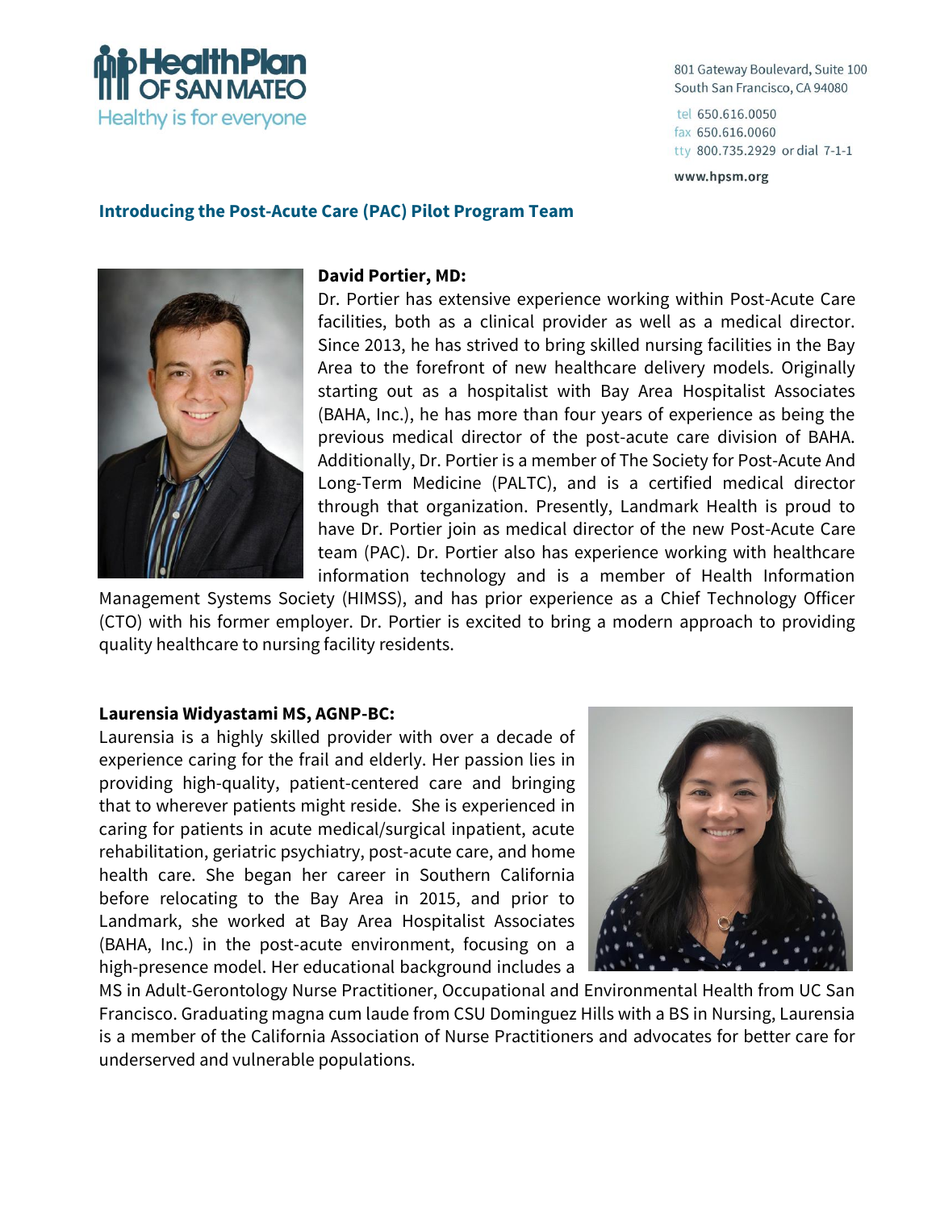HealthPlan OF SAN MATEO
Healthy is for everyone

801 Gateway Boulevard, Suite 100
South San Francisco, CA 94080

tel 650.616.0050
fax 650.616.0060
tty 800.735.2929 or dial 7-1-1

www.hpsm.org

## Introducing the Post-Acute Care (PAC) Pilot Program Team

**David Portier, MD:**
Dr. Portier has extensive experience working within Post-Acute Care facilities, both as a clinical provider as well as a medical director. Since 2013, he has strived to bring skilled nursing facilities in the Bay Area to the forefront of new healthcare delivery models. Originally starting out as a hospitalist with Bay Area Hospitalist Associates (BAHA, Inc.), he has more than four years of experience as being the previous medical director of the post-acute care division of BAHA. Additionally, Dr. Portier is a member of The Society for Post-Acute And Long-Term Medicine (PALTC), and is a certified medical director through that organization. Presently, Landmark Health is proud to have Dr. Portier join as medical director of the new Post-Acute Care team (PAC). Dr. Portier also has experience working with healthcare information technology and is a member of Health Information Management Systems Society (HIMSS), and has prior experience as a Chief Technology Officer (CTO) with his former employer. Dr. Portier is excited to bring a modern approach to providing quality healthcare to nursing facility residents.

**Laurensia Widyastami MS, AGNP-BC:**
Laurensia is a highly skilled provider with over a decade of experience caring for the frail and elderly. Her passion lies in providing high-quality, patient-centered care and bringing that to wherever patients might reside. She is experienced in caring for patients in acute medical/surgical inpatient, acute rehabilitation, geriatric psychiatry, post-acute care, and home health care. She began her career in Southern California before relocating to the Bay Area in 2015, and prior to Landmark, she worked at Bay Area Hospitalist Associates (BAHA, Inc.) in the post-acute environment, focusing on a high-presence model. Her educational background includes a MS in Adult-Gerontology Nurse Practitioner, Occupational and Environmental Health from UC San Francisco. Graduating magna cum laude from CSU Dominguez Hills with a BS in Nursing, Laurensia is a member of the California Association of Nurse Practitioners and advocates for better care for underserved and vulnerable populations.